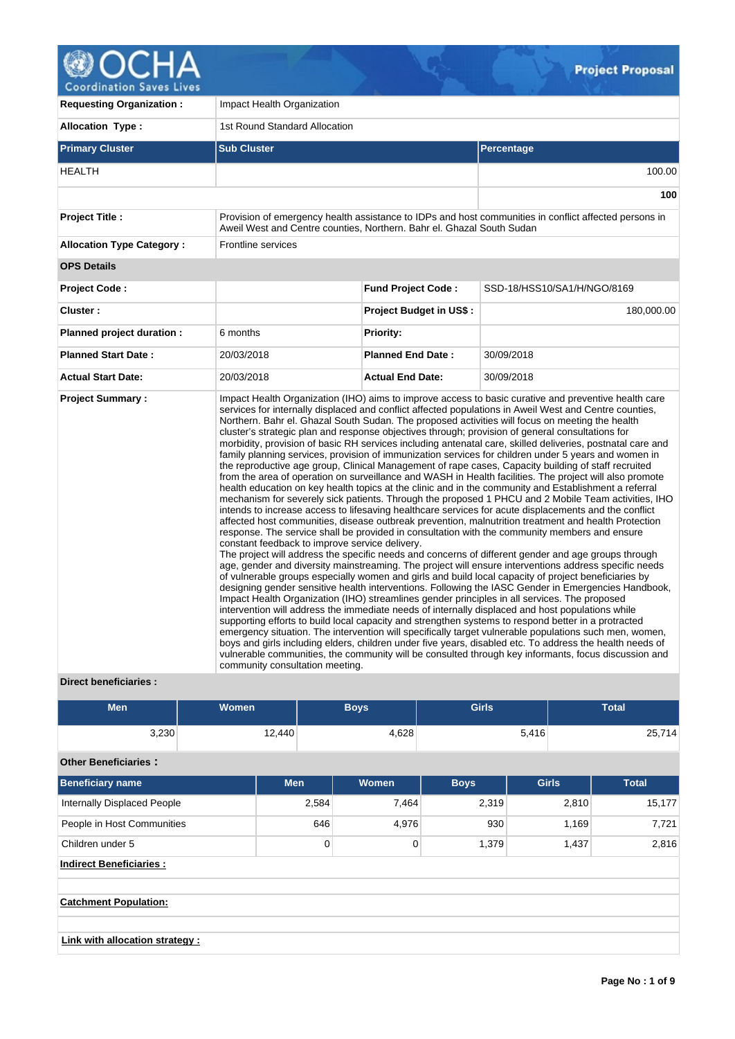# OCHA Project Proposal

| | |
|---|---|
| **Requesting Organization :** | Impact Health Organization |
| **Allocation Type :** | 1st Round Standard Allocation |

| Primary Cluster | Sub Cluster | Percentage |
|---|---|---|
| HEALTH | | 100.00 |
| | | **100** |

| | | | |
|---|---|---|---|
| **Project Title :** | Provision of emergency health assistance to IDPs and host communities in conflict affected persons in Aweil West and Centre counties, Northern. Bahr el. Ghazal South Sudan | | |
| **Allocation Type Category :** | Frontline services | | |
| **OPS Details** | | | |
| **Project Code :** | | **Fund Project Code :** | SSD-18/HSS10/SA1/H/NGO/8169 |
| **Cluster :** | | **Project Budget in US$ :** | 180,000.00 |
| **Planned project duration :** | 6 months | **Priority:** | |
| **Planned Start Date :** | 20/03/2018 | **Planned End Date :** | 30/09/2018 |
| **Actual Start Date:** | 20/03/2018 | **Actual End Date:** | 30/09/2018 |

**Project Summary :**

Impact Health Organization (IHO) aims to improve access to basic curative and preventive health care services for internally displaced and conflict affected populations in Aweil West and Centre counties, Northern. Bahr el. Ghazal South Sudan. The proposed activities will focus on meeting the health cluster's strategic plan and response objectives through; provision of general consultations for morbidity, provision of basic RH services including antenatal care, skilled deliveries, postnatal care and family planning services, provision of immunization services for children under 5 years and women in the reproductive age group, Clinical Management of rape cases, Capacity building of staff recruited from the area of operation on surveillance and WASH in Health facilities. The project will also promote health education on key health topics at the clinic and in the community and Establishment a referral mechanism for severely sick patients. Through the proposed 1 PHCU and 2 Mobile Team activities, IHO intends to increase access to lifesaving healthcare services for acute displacements and the conflict affected host communities, disease outbreak prevention, malnutrition treatment and health Protection response. The service shall be provided in consultation with the community members and ensure constant feedback to improve service delivery.
The project will address the specific needs and concerns of different gender and age groups through age, gender and diversity mainstreaming. The project will ensure interventions address specific needs of vulnerable groups especially women and girls and build local capacity of project beneficiaries by designing gender sensitive health interventions. Following the IASC Gender in Emergencies Handbook, Impact Health Organization (IHO) streamlines gender principles in all services. The proposed intervention will address the immediate needs of internally displaced and host populations while supporting efforts to build local capacity and strengthen systems to respond better in a protracted emergency situation. The intervention will specifically target vulnerable populations such men, women, boys and girls including elders, children under five years, disabled etc. To address the health needs of vulnerable communities, the community will be consulted through key informants, focus discussion and community consultation meeting.

**Direct beneficiaries :**

| Men | Women | Boys | Girls | Total |
|---|---|---|---|---|
| 3,230 | 12,440 | 4,628 | 5,416 | 25,714 |

**Other Beneficiaries :**

| Beneficiary name | Men | Women | Boys | Girls | Total |
|---|---|---|---|---|---|
| Internally Displaced People | 2,584 | 7,464 | 2,319 | 2,810 | 15,177 |
| People in Host Communities | 646 | 4,976 | 930 | 1,169 | 7,721 |
| Children under 5 | 0 | 0 | 1,379 | 1,437 | 2,816 |

**Indirect Beneficiaries :**

**Catchment Population:**

**Link with allocation strategy :**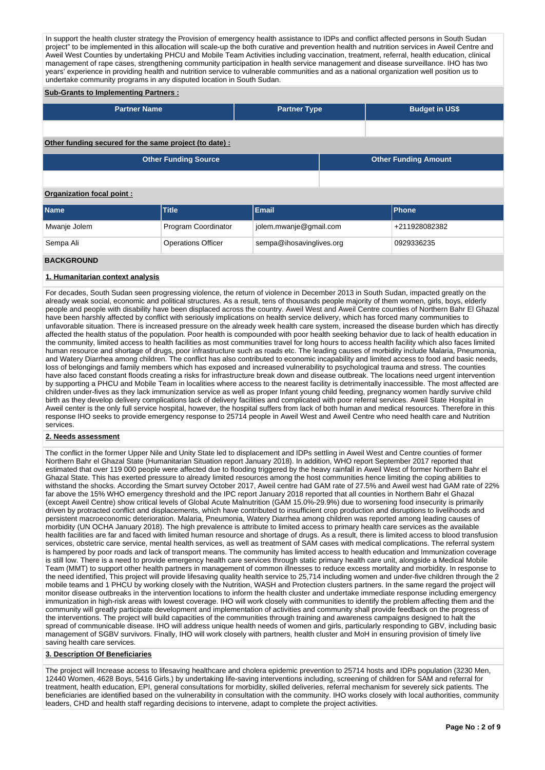In support the health cluster strategy the Provision of emergency health assistance to IDPs and conflict affected persons in South Sudan project" to be implemented in this allocation will scale-up the both curative and prevention health and nutrition services in Aweil Centre and Aweil West Counties by undertaking PHCU and Mobile Team Activities including vaccination, treatment, referral, health education, clinical management of rape cases, strengthening community participation in health service management and disease surveillance. IHO has two years' experience in providing health and nutrition service to vulnerable communities and as a national organization well position us to undertake community programs in any disputed location in South Sudan.

**Sub-Grants to Implementing Partners :**

| Partner Name | Partner Type | Budget in US$ |
|---|---|---|
| | | |

**Other funding secured for the same project (to date) :**

| Other Funding Source | Other Funding Amount |
|---|---|
| | |

**Organization focal point :**

| Name | Title | Email | Phone |
|---|---|---|---|
| Mwanje Jolem | Program Coordinator | jolem.mwanje@gmail.com | +211928082382 |
| Sempa Ali | Operations Officer | sempa@ihosavinglives.org | 0929336235 |

## BACKGROUND

### 1. Humanitarian context analysis

For decades, South Sudan seen progressing violence, the return of violence in December 2013 in South Sudan, impacted greatly on the already weak social, economic and political structures. As a result, tens of thousands people majority of them women, girls, boys, elderly people and people with disability have been displaced across the country. Aweil West and Aweil Centre counties of Northern Bahr El Ghazal have been harshly affected by conflict with seriously implications on health service delivery, which has forced many communities to unfavorable situation. There is increased pressure on the already week health care system, increased the disease burden which has directly affected the health status of the population. Poor health is compounded with poor health seeking behavior due to lack of health education in the community, limited access to health facilities as most communities travel for long hours to access health facility which also faces limited human resource and shortage of drugs, poor infrastructure such as roads etc. The leading causes of morbidity include Malaria, Pneumonia, and Watery Diarrhea among children. The conflict has also contributed to economic incapability and limited access to food and basic needs, loss of belongings and family members which has exposed and increased vulnerability to psychological trauma and stress. The counties have also faced constant floods creating a risks for infrastructure break down and disease outbreak. The locations need urgent intervention by supporting a PHCU and Mobile Team in localities where access to the nearest facility is detrimentally inaccessible. The most affected are children under-fives as they lack immunization service as well as proper Infant young child feeding, pregnancy women hardly survive child birth as they develop delivery complications lack of delivery facilities and complicated with poor referral services. Aweil State Hospital in Aweil center is the only full service hospital, however, the hospital suffers from lack of both human and medical resources. Therefore in this response IHO seeks to provide emergency response to 25714 people in Aweil West and Aweil Centre who need health care and Nutrition services.

### 2. Needs assessment

The conflict in the former Upper Nile and Unity State led to displacement and IDPs settling in Aweil West and Centre counties of former Northern Bahr el Ghazal State (Humanitarian Situation report January 2018). In addition, WHO report September 2017 reported that estimated that over 119 000 people were affected due to flooding triggered by the heavy rainfall in Aweil West of former Northern Bahr el Ghazal State. This has exerted pressure to already limited resources among the host communities hence limiting the coping abilities to withstand the shocks. According the Smart survey October 2017, Aweil centre had GAM rate of 27.5% and Aweil west had GAM rate of 22% far above the 15% WHO emergency threshold and the IPC report January 2018 reported that all counties in Northern Bahr el Ghazal (except Aweil Centre) show critical levels of Global Acute Malnutrition (GAM 15.0%-29.9%) due to worsening food insecurity is primarily driven by protracted conflict and displacements, which have contributed to insufficient crop production and disruptions to livelihoods and persistent macroeconomic deterioration. Malaria, Pneumonia, Watery Diarrhea among children was reported among leading causes of morbidity (UN OCHA January 2018). The high prevalence is attribute to limited access to primary health care services as the available health facilities are far and faced with limited human resource and shortage of drugs. As a result, there is limited access to blood transfusion services, obstetric care service, mental health services, as well as treatment of SAM cases with medical complications. The referral system is hampered by poor roads and lack of transport means. The community has limited access to health education and Immunization coverage is still low. There is a need to provide emergency health care services through static primary health care unit, alongside a Medical Mobile Team (MMT) to support other health partners in management of common illnesses to reduce excess mortality and morbidity. In response to the need identified, This project will provide lifesaving quality health service to 25,714 including women and under-five children through the 2 mobile teams and 1 PHCU by working closely with the Nutrition, WASH and Protection clusters partners. In the same regard the project will monitor disease outbreaks in the intervention locations to inform the health cluster and undertake immediate response including emergency immunization in high-risk areas with lowest coverage. IHO will work closely with communities to identify the problem affecting them and the community will greatly participate development and implementation of activities and community shall provide feedback on the progress of the interventions. The project will build capacities of the communities through training and awareness campaigns designed to halt the spread of communicable disease. IHO will address unique health needs of women and girls, particularly responding to GBV, including basic management of SGBV survivors. Finally, IHO will work closely with partners, health cluster and MoH in ensuring provision of timely live saving health care services.

### 3. Description Of Beneficiaries

The project will Increase access to lifesaving healthcare and cholera epidemic prevention to 25714 hosts and IDPs population (3230 Men, 12440 Women, 4628 Boys, 5416 Girls.) by undertaking life-saving interventions including, screening of children for SAM and referral for treatment, health education, EPI, general consultations for morbidity, skilled deliveries, referral mechanism for severely sick patients. The beneficiaries are identified based on the vulnerability in consultation with the community. IHO works closely with local authorities, community leaders, CHD and health staff regarding decisions to intervene, adapt to complete the project activities.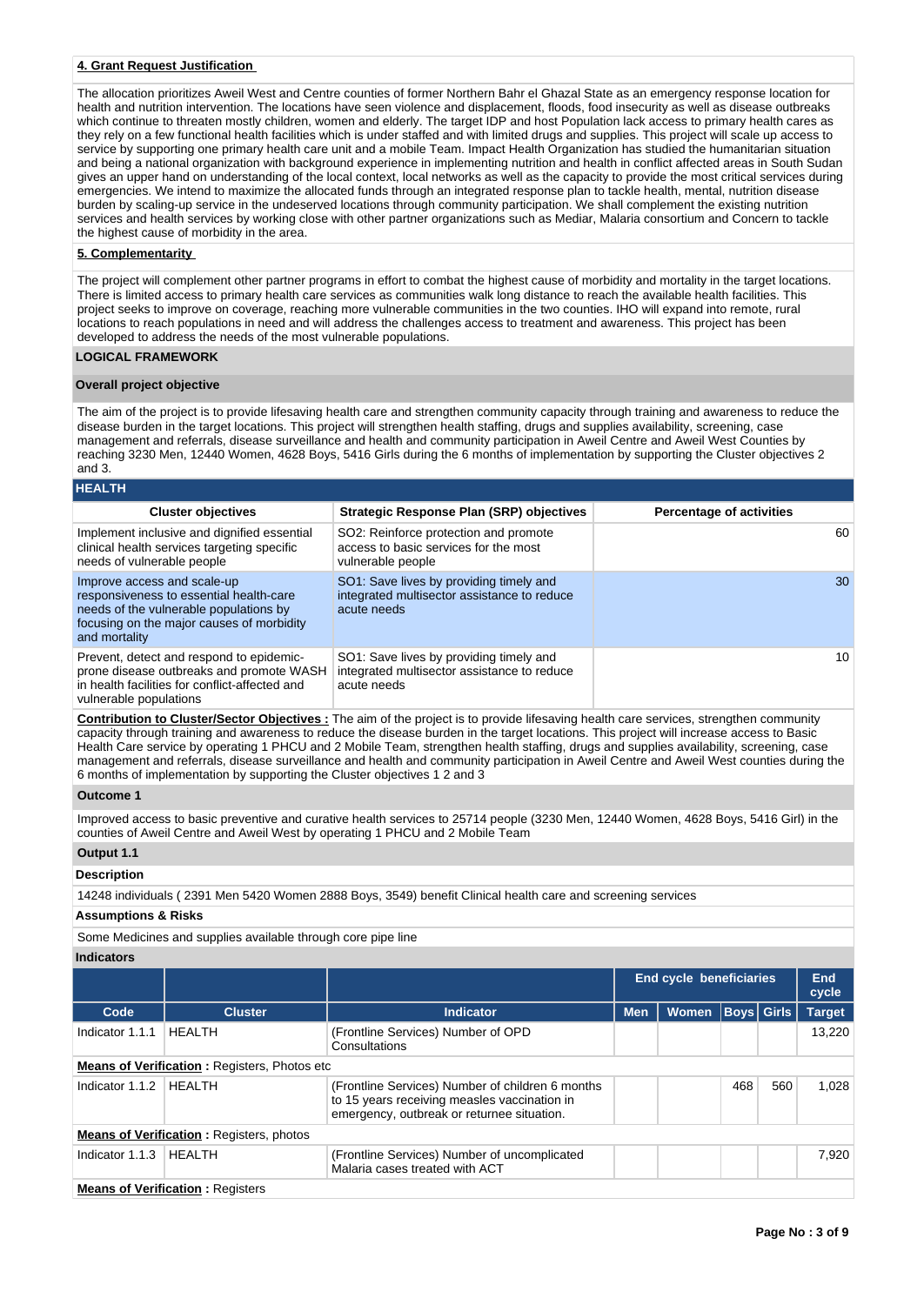**4. Grant Request Justification**

The allocation prioritizes Aweil West and Centre counties of former Northern Bahr el Ghazal State as an emergency response location for health and nutrition intervention. The locations have seen violence and displacement, floods, food insecurity as well as disease outbreaks which continue to threaten mostly children, women and elderly. The target IDP and host Population lack access to primary health cares as they rely on a few functional health facilities which is under staffed and with limited drugs and supplies. This project will scale up access to service by supporting one primary health care unit and a mobile Team. Impact Health Organization has studied the humanitarian situation and being a national organization with background experience in implementing nutrition and health in conflict affected areas in South Sudan gives an upper hand on understanding of the local context, local networks as well as the capacity to provide the most critical services during emergencies. We intend to maximize the allocated funds through an integrated response plan to tackle health, mental, nutrition disease burden by scaling-up service in the undeserved locations through community participation. We shall complement the existing nutrition services and health services by working close with other partner organizations such as Mediar, Malaria consortium and Concern to tackle the highest cause of morbidity in the area.

**5. Complementarity**

The project will complement other partner programs in effort to combat the highest cause of morbidity and mortality in the target locations. There is limited access to primary health care services as communities walk long distance to reach the available health facilities. This project seeks to improve on coverage, reaching more vulnerable communities in the two counties. IHO will expand into remote, rural locations to reach populations in need and will address the challenges access to treatment and awareness. This project has been developed to address the needs of the most vulnerable populations.

## LOGICAL FRAMEWORK

### Overall project objective

The aim of the project is to provide lifesaving health care and strengthen community capacity through training and awareness to reduce the disease burden in the target locations. This project will strengthen health staffing, drugs and supplies availability, screening, case management and referrals, disease surveillance and health and community participation in Aweil Centre and Aweil West Counties by reaching 3230 Men, 12440 Women, 4628 Boys, 5416 Girls during the 6 months of implementation by supporting the Cluster objectives 2 and 3.

### HEALTH

| Cluster objectives | Strategic Response Plan (SRP) objectives | Percentage of activities |
|---|---|---|
| Implement inclusive and dignified essential clinical health services targeting specific needs of vulnerable people | SO2: Reinforce protection and promote access to basic services for the most vulnerable people | 60 |
| Improve access and scale-up responsiveness to essential health-care needs of the vulnerable populations by focusing on the major causes of morbidity and mortality | SO1: Save lives by providing timely and integrated multisector assistance to reduce acute needs | 30 |
| Prevent, detect and respond to epidemic-prone disease outbreaks and promote WASH in health facilities for conflict-affected and vulnerable populations | SO1: Save lives by providing timely and integrated multisector assistance to reduce acute needs | 10 |

**Contribution to Cluster/Sector Objectives :** The aim of the project is to provide lifesaving health care services, strengthen community capacity through training and awareness to reduce the disease burden in the target locations. The project will increase access to Basic Health Care service by operating 1 PHCU and 2 Mobile Team, strengthen health staffing, drugs and supplies availability, screening, case management and referrals, disease surveillance and health and community participation in Aweil Centre and Aweil West counties during the 6 months of implementation by supporting the Cluster objectives 1 2 and 3

### Outcome 1

Improved access to basic preventive and curative health services to 25714 people (3230 Men, 12440 Women, 4628 Boys, 5416 Girl) in the counties of Aweil Centre and Aweil West by operating 1 PHCU and 2 Mobile Team

### Output 1.1

**Description**

14248 individuals ( 2391 Men 5420 Women 2888 Boys, 3549) benefit Clinical health care and screening services

**Assumptions & Risks**

Some Medicines and supplies available through core pipe line

**Indicators**

| | | | End cycle beneficiaries | | | | End cycle |
|---|---|---|---|---|---|---|---|
| Code | Cluster | Indicator | Men | Women | Boys | Girls | Target |
| Indicator 1.1.1 | HEALTH | (Frontline Services) Number of OPD Consultations | | | | | 13,220 |
| **Means of Verification :** Registers, Photos etc | | | | | | | |
| Indicator 1.1.2 | HEALTH | (Frontline Services) Number of children 6 months to 15 years receiving measles vaccination in emergency, outbreak or returnee situation. | | | 468 | 560 | 1,028 |
| **Means of Verification :** Registers, photos | | | | | | | |
| Indicator 1.1.3 | HEALTH | (Frontline Services) Number of uncomplicated Malaria cases treated with ACT | | | | | 7,920 |
| **Means of Verification :** Registers | | | | | | | |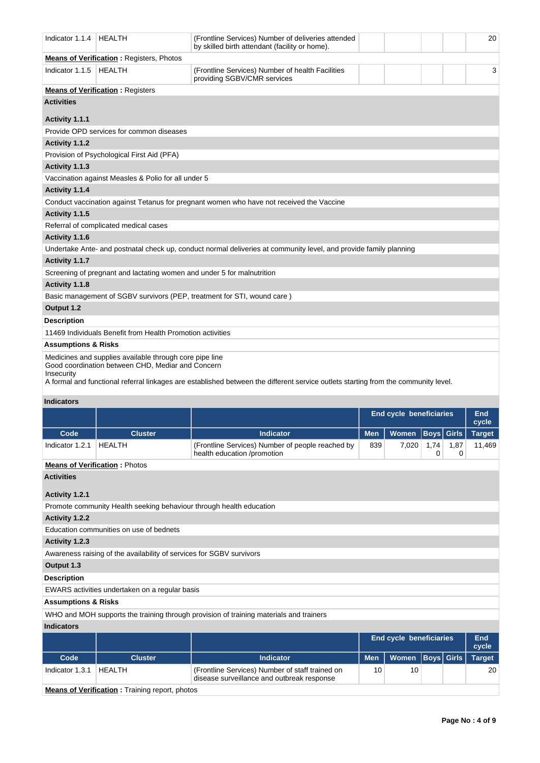| Code | Cluster | Indicator | Men | Women | Boys | Girls | End cycle Target |
|---|---|---|---|---|---|---|---|
| Indicator 1.1.4 | HEALTH | (Frontline Services) Number of deliveries attended by skilled birth attendant (facility or home). | | | | | 20 |

**Means of Verification :** Registers, Photos

| Code | Cluster | Indicator | Men | Women | Boys | Girls | End cycle Target |
|---|---|---|---|---|---|---|---|
| Indicator 1.1.5 | HEALTH | (Frontline Services) Number of health Facilities providing SGBV/CMR services | | | | | 3 |

**Means of Verification :** Registers

**Activities**

**Activity 1.1.1**

Provide OPD services for common diseases

**Activity 1.1.2**

Provision of Psychological First Aid (PFA)

**Activity 1.1.3**

Vaccination against Measles & Polio for all under 5

**Activity 1.1.4**

Conduct vaccination against Tetanus for pregnant women who have not received the Vaccine

**Activity 1.1.5**

Referral of complicated medical cases

**Activity 1.1.6**

Undertake Ante- and postnatal check up, conduct normal deliveries at community level, and provide family planning

**Activity 1.1.7**

Screening of pregnant and lactating women and under 5 for malnutrition

**Activity 1.1.8**

Basic management of SGBV survivors (PEP, treatment for STI, wound care )

**Output 1.2**

**Description**

11469 Individuals Benefit from Health Promotion activities

**Assumptions & Risks**

Medicines and supplies available through core pipe line
Good coordination between CHD, Mediar and Concern
Insecurity
A formal and functional referral linkages are established between the different service outlets starting from the community level.

**Indicators**

| | | | End cycle beneficiaries | | | | End cycle |
|---|---|---|---|---|---|---|---|
| Code | Cluster | Indicator | Men | Women | Boys | Girls | Target |
| Indicator 1.2.1 | HEALTH | (Frontline Services) Number of people reached by health education /promotion | 839 | 7,020 | 1,740 | 1,870 | 11,469 |

**Means of Verification :** Photos

**Activities**

**Activity 1.2.1**

Promote community Health seeking behaviour through health education

**Activity 1.2.2**

Education communities on use of bednets

**Activity 1.2.3**

Awareness raising of the availability of services for SGBV survivors

**Output 1.3**

**Description**

EWARS activities undertaken on a regular basis

**Assumptions & Risks**

WHO and MOH supports the training through provision of training materials and trainers

**Indicators**

| | | | End cycle beneficiaries | | | | End cycle |
|---|---|---|---|---|---|---|---|
| Code | Cluster | Indicator | Men | Women | Boys | Girls | Target |
| Indicator 1.3.1 | HEALTH | (Frontline Services) Number of staff trained on disease surveillance and outbreak response | 10 | 10 | | | 20 |

**Means of Verification :** Training report, photos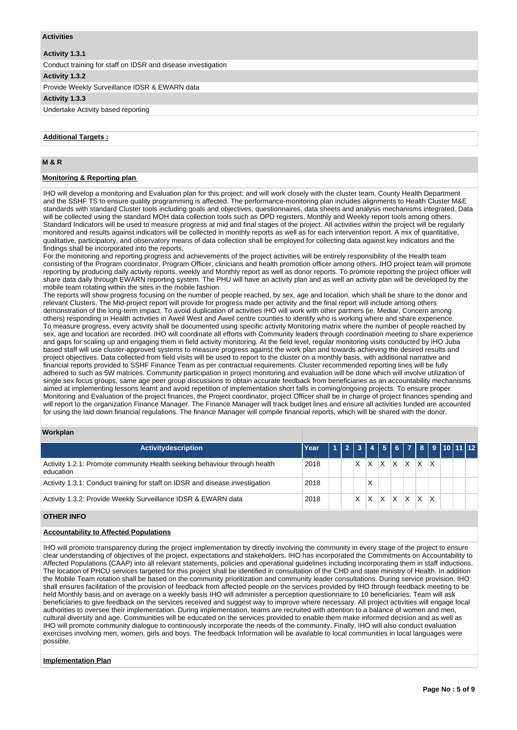## Activities

**Activity 1.3.1**

Conduct training for staff on IDSR and disease investigation

**Activity 1.3.2**

Provide Weekly Surveillance IDSR & EWARN data

**Activity 1.3.3**

Undertake Activity based reporting

**Additional Targets :**

## M & R

**Monitoring & Reporting plan**

IHO will develop a monitoring and Evaluation plan for this project; and will work closely with the cluster team, County Health Department and the SSHF TS to ensure quality programming is affected. The performance-monitoring plan includes alignments to Health Cluster M&E standards with standard Cluster tools including goals and objectives, questionnaires, data sheets and analysis mechanisms integrated. Data will be collected using the standard MOH data collection tools such as OPD registers, Monthly and Weekly report tools among others. Standard Indicators will be used to measure progress at mid and final stages of the project. All activities within the project will be regularly monitored and results against indicators will be collected in monthly reports as well as for each intervention report. A mix of quantitative, qualitative, participatory, and observatory means of data collection shall be employed for collecting data against key indicators and the findings shall be incorporated into the reports.
For the monitoring and reporting progress and achievements of the project activities will be entirely responsibility of the Health team consisting of the Program coordinator, Program Officer, clinicians and health promotion officer among others. IHO project team will promote reporting by producing daily activity reports, weekly and Monthly report as well as donor reports. To promote reporting the project officer will share data daily through EWARN reporting system. The PHU will have an activity plan and as well an activity plan will be developed by the mobile team rotating within the sites in the mobile fashion.
The reports will show progress focusing on the number of people reached, by sex, age and location, which shall be share to the donor and relevant Clusters. The Mid-project report will provide for progress made per activity and the final report will include among others demonstration of the long-term impact. To avoid duplication of activities IHO will work with other partners (ie. Mediar, Concern among others) responding in Health activities in Aweil West and Aweil centre counties to identify who is working where and share experience.
To measure progress, every activity shall be documented using specific activity Monitoring matrix where the number of people reached by sex, age and location are recorded. IHO will coordinate all efforts with Community leaders through coordination meeting to share experience and gaps for scaling up and engaging them in field activity monitoring. At the field level, regular monitoring visits conducted by IHO Juba based staff will use cluster-approved systems to measure progress against the work plan and towards achieving the desired results and project objectives. Data collected from field visits will be used to report to the cluster on a monthly basis, with additional narrative and financial reports provided to SSHF Finance Team as per contractual requirements. Cluster recommended reporting lines will be fully adhered to such as 5W matrices. Community participation in project monitoring and evaluation will be done which will involve utilization of single sex focus groups, same age peer group discussions to obtain accurate feedback from beneficiaries as an accountability mechanisms aimed at implementing lessons learnt and avoid repetition of implementation short falls in coming/ongoing projects. To ensure proper Monitoring and Evaluation of the project finances, the Project coordinator, project Officer shall be in charge of project finances spending and will report to the organization Finance Manager. The Finance Manager will track budget lines and ensure all activities funded are accounted for using the laid down financial regulations. The finance Manager will compile financial reports, which will be shared with the donor.

## Workplan

| Activitydescription | Year | 1 | 2 | 3 | 4 | 5 | 6 | 7 | 8 | 9 | 10 | 11 | 12 |
|---|---|---|---|---|---|---|---|---|---|---|---|---|---|
| Activity 1.2.1: Promote community Health seeking behaviour through health education | 2018 | | | X | X | X | X | X | X | X | | | |
| Activity 1.3.1: Conduct training for staff on IDSR and disease investigation | 2018 | | | | X | | | | | | | | |
| Activity 1.3.2: Provide Weekly Surveillance IDSR & EWARN data | 2018 | | | X | X | X | X | X | X | X | | | |

## OTHER INFO

**Accountability to Affected Populations**

IHO will promote transparency during the project implementation by directly involving the community in every stage of the project to ensure clear understanding of objectives of the project, expectations and stakeholders. IHO has incorporated the Commitments on Accountability to Affected Populations (CAAP) into all relevant statements, policies and operational guidelines including incorporating them in staff inductions. The location of PHCU services targeted for this project shall be identified in consultation of the CHD and state ministry of Health. In addition the Mobile Team rotation shall be based on the community prioritization and community leader consultations. During service provision, IHO shall ensures facilitation of the provision of feedback from affected people on the services provided by IHO through feedback meeting to be held Monthly basis and on average on a weekly basis IHO will administer a perception questionnaire to 10 beneficiaries. Team will ask beneficiaries to give feedback on the services received and suggest way to improve where necessary. All project activities will engage local authorities to oversee their implementation. During implementation, teams are recruited with attention to a balance of women and men, cultural diversity and age. Communities will be educated on the services provided to enable them make informed decision and as well as IHO will promote community dialogue to continuously incorporate the needs of the community. Finally, IHO will also conduct evaluation exercises involving men, women, girls and boys. The feedback Information will be available to local communities in local languages were possible.

**Implementation Plan**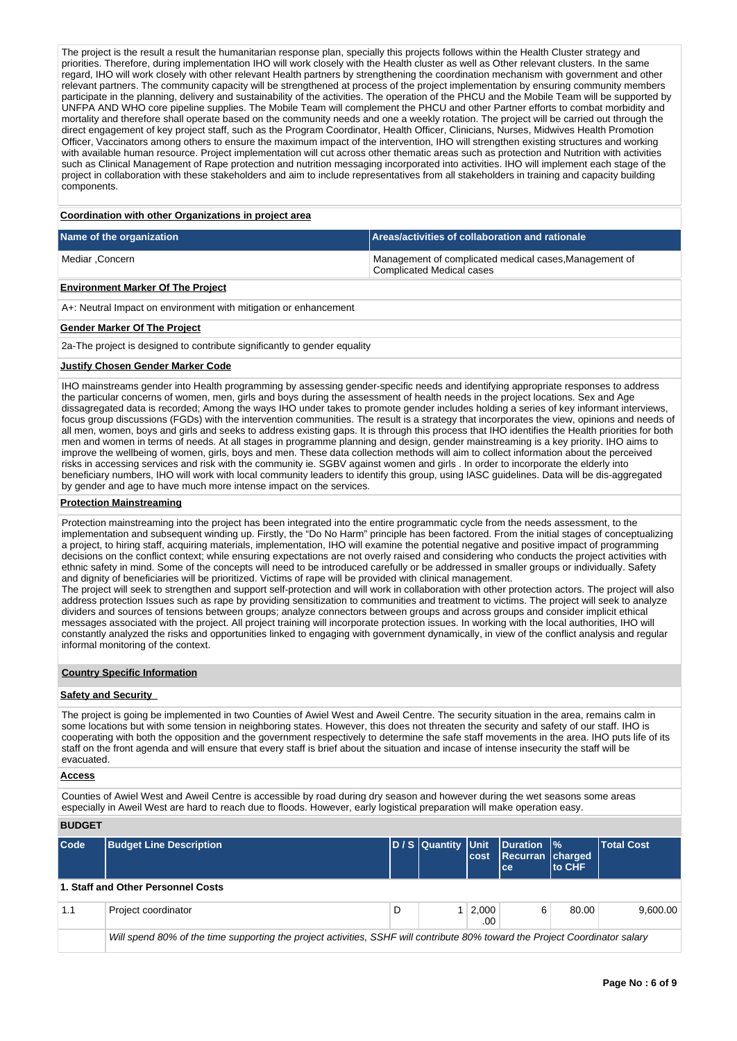The project is the result a result the humanitarian response plan, specially this projects follows within the Health Cluster strategy and priorities. Therefore, during implementation IHO will work closely with the Health cluster as well as Other relevant clusters. In the same regard, IHO will work closely with other relevant Health partners by strengthening the coordination mechanism with government and other relevant partners. The community capacity will be strengthened at process of the project implementation by ensuring community members participate in the planning, delivery and sustainability of the activities. The operation of the PHCU and the Mobile Team will be supported by UNFPA AND WHO core pipeline supplies. The Mobile Team will complement the PHCU and other Partner efforts to combat morbidity and mortality and therefore shall operate based on the community needs and one a weekly rotation. The project will be carried out through the direct engagement of key project staff, such as the Program Coordinator, Health Officer, Clinicians, Nurses, Midwives Health Promotion Officer, Vaccinators among others to ensure the maximum impact of the intervention, IHO will strengthen existing structures and working with available human resource. Project implementation will cut across other thematic areas such as protection and Nutrition with activities such as Clinical Management of Rape protection and nutrition messaging incorporated into activities. IHO will implement each stage of the project in collaboration with these stakeholders and aim to include representatives from all stakeholders in training and capacity building components.

**Coordination with other Organizations in project area**

| Name of the organization | Areas/activities of collaboration and rationale |
|---|---|
| Mediar ,Concern | Management of complicated medical cases,Management of Complicated Medical cases |

**Environment Marker Of The Project**

A+: Neutral Impact on environment with mitigation or enhancement

**Gender Marker Of The Project**

2a-The project is designed to contribute significantly to gender equality

**Justify Chosen Gender Marker Code**

IHO mainstreams gender into Health programming by assessing gender-specific needs and identifying appropriate responses to address the particular concerns of women, men, girls and boys during the assessment of health needs in the project locations. Sex and Age dissagregated data is recorded; Among the ways IHO under takes to promote gender includes holding a series of key informant interviews, focus group discussions (FGDs) with the intervention communities. The result is a strategy that incorporates the view, opinions and needs of all men, women, boys and girls and seeks to address existing gaps. It is through this process that IHO identifies the Health priorities for both men and women in terms of needs. At all stages in programme planning and design, gender mainstreaming is a key priority. IHO aims to improve the wellbeing of women, girls, boys and men. These data collection methods will aim to collect information about the perceived risks in accessing services and risk with the community ie. SGBV against women and girls . In order to incorporate the elderly into beneficiary numbers, IHO will work with local community leaders to identify this group, using IASC guidelines. Data will be dis-aggregated by gender and age to have much more intense impact on the services.

**Protection Mainstreaming**

Protection mainstreaming into the project has been integrated into the entire programmatic cycle from the needs assessment, to the implementation and subsequent winding up. Firstly, the "Do No Harm" principle has been factored. From the initial stages of conceptualizing a project, to hiring staff, acquiring materials, implementation, IHO will examine the potential negative and positive impact of programming decisions on the conflict context; while ensuring expectations are not overly raised and considering who conducts the project activities with ethnic safety in mind. Some of the concepts will need to be introduced carefully or be addressed in smaller groups or individually. Safety and dignity of beneficiaries will be prioritized. Victims of rape will be provided with clinical management.
The project will seek to strengthen and support self-protection and will work in collaboration with other protection actors. The project will also address protection Issues such as rape by providing sensitization to communities and treatment to victims. The project will seek to analyze dividers and sources of tensions between groups; analyze connectors between groups and across groups and consider implicit ethical messages associated with the project. All project training will incorporate protection issues. In working with the local authorities, IHO will constantly analyzed the risks and opportunities linked to engaging with government dynamically, in view of the conflict analysis and regular informal monitoring of the context.

**Country Specific Information**

**Safety and Security**

The project is going be implemented in two Counties of Awiel West and Aweil Centre. The security situation in the area, remains calm in some locations but with some tension in neighboring states. However, this does not threaten the security and safety of our staff. IHO is cooperating with both the opposition and the government respectively to determine the safe staff movements in the area. IHO puts life of its staff on the front agenda and will ensure that every staff is brief about the situation and incase of intense insecurity the staff will be evacuated.

**Access**

Counties of Awiel West and Aweil Centre is accessible by road during dry season and however during the wet seasons some areas especially in Aweil West are hard to reach due to floods. However, early logistical preparation will make operation easy.

**BUDGET**

| Code | Budget Line Description | D / S | Quantity | Unit cost | Duration Recurrance | % charged to CHF | Total Cost |
|---|---|---|---|---|---|---|---|
| **1. Staff and Other Personnel Costs** | | | | | | | |
| 1.1 | Project coordinator | D | 1 | 2,000.00 | 6 | 80.00 | 9,600.00 |
| | *Will spend 80% of the time supporting the project activities, SSHF will contribute 80% toward the Project Coordinator salary* | | | | | | |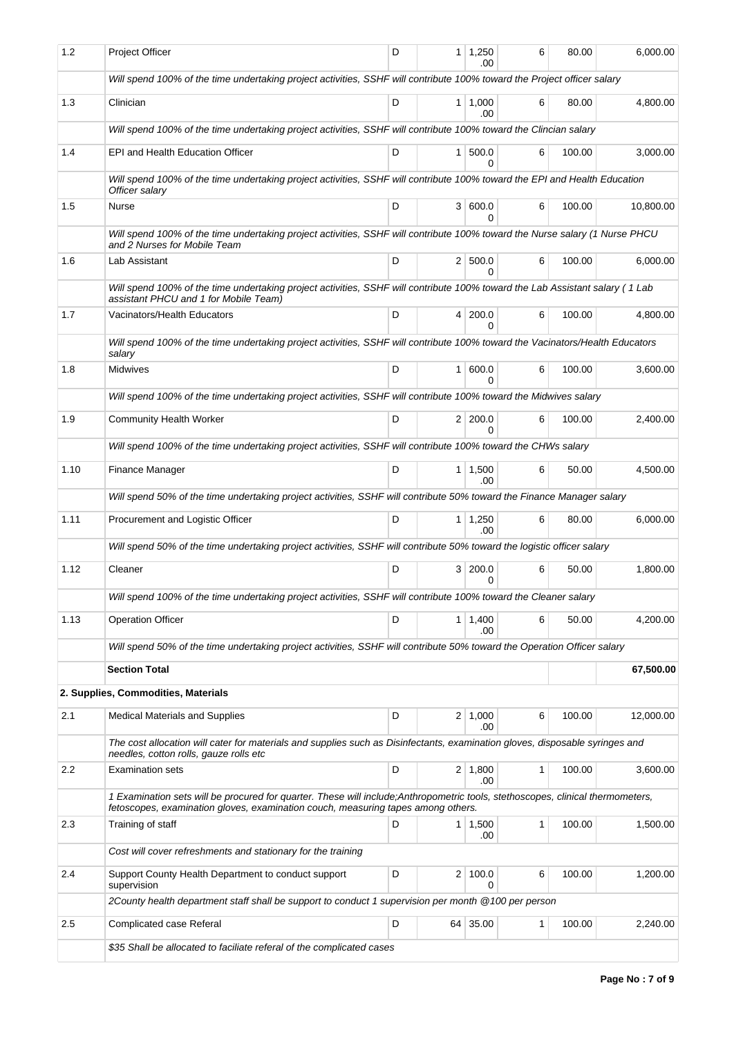| | | | | | | | |
|---|---|---|---|---|---|---|---|
| 1.2 | Project Officer | D | 1 | 1,250.00 | 6 | 80.00 | 6,000.00 |
| | *Will spend 100% of the time undertaking project activities, SSHF will contribute 100% toward the Project officer salary* | | | | | | |
| 1.3 | Clinician | D | 1 | 1,000.00 | 6 | 80.00 | 4,800.00 |
| | *Will spend 100% of the time undertaking project activities, SSHF will contribute 100% toward the Clincian salary* | | | | | | |
| 1.4 | EPI and Health Education Officer | D | 1 | 500.00 | 6 | 100.00 | 3,000.00 |
| | *Will spend 100% of the time undertaking project activities, SSHF will contribute 100% toward the EPI and Health Education Officer salary* | | | | | | |
| 1.5 | Nurse | D | 3 | 600.00 | 6 | 100.00 | 10,800.00 |
| | *Will spend 100% of the time undertaking project activities, SSHF will contribute 100% toward the Nurse salary (1 Nurse PHCU and 2 Nurses for Mobile Team* | | | | | | |
| 1.6 | Lab Assistant | D | 2 | 500.00 | 6 | 100.00 | 6,000.00 |
| | *Will spend 100% of the time undertaking project activities, SSHF will contribute 100% toward the Lab Assistant salary ( 1 Lab assistant PHCU and 1 for Mobile Team)* | | | | | | |
| 1.7 | Vacinators/Health Educators | D | 4 | 200.00 | 6 | 100.00 | 4,800.00 |
| | *Will spend 100% of the time undertaking project activities, SSHF will contribute 100% toward the Vacinators/Health Educators salary* | | | | | | |
| 1.8 | Midwives | D | 1 | 600.00 | 6 | 100.00 | 3,600.00 |
| | *Will spend 100% of the time undertaking project activities, SSHF will contribute 100% toward the Midwives salary* | | | | | | |
| 1.9 | Community Health Worker | D | 2 | 200.00 | 6 | 100.00 | 2,400.00 |
| | *Will spend 100% of the time undertaking project activities, SSHF will contribute 100% toward the CHWs salary* | | | | | | |
| 1.10 | Finance Manager | D | 1 | 1,500.00 | 6 | 50.00 | 4,500.00 |
| | *Will spend 50% of the time undertaking project activities, SSHF will contribute 50% toward the Finance Manager salary* | | | | | | |
| 1.11 | Procurement and Logistic Officer | D | 1 | 1,250.00 | 6 | 80.00 | 6,000.00 |
| | *Will spend 50% of the time undertaking project activities, SSHF will contribute 50% toward the logistic officer salary* | | | | | | |
| 1.12 | Cleaner | D | 3 | 200.00 | 6 | 50.00 | 1,800.00 |
| | *Will spend 100% of the time undertaking project activities, SSHF will contribute 100% toward the Cleaner salary* | | | | | | |
| 1.13 | Operation Officer | D | 1 | 1,400.00 | 6 | 50.00 | 4,200.00 |
| | *Will spend 50% of the time undertaking project activities, SSHF will contribute 50% toward the Operation Officer salary* | | | | | | |
| | **Section Total** | | | | | | **67,500.00** |
| | **2. Supplies, Commodities, Materials** | | | | | | |
| 2.1 | Medical Materials and Supplies | D | 2 | 1,000.00 | 6 | 100.00 | 12,000.00 |
| | *The cost allocation will cater for materials and supplies such as Disinfectants, examination gloves, disposable syringes and needles, cotton rolls, gauze rolls etc* | | | | | | |
| 2.2 | Examination sets | D | 2 | 1,800.00 | 1 | 100.00 | 3,600.00 |
| | *1 Examination sets will be procured for quarter. These will include;Anthropometric tools, stethoscopes, clinical thermometers, fetoscopes, examination gloves, examination couch, measuring tapes among others.* | | | | | | |
| 2.3 | Training of staff | D | 1 | 1,500.00 | 1 | 100.00 | 1,500.00 |
| | *Cost will cover refreshments and stationary for the training* | | | | | | |
| 2.4 | Support County Health Department to conduct support supervision | D | 2 | 100.00 | 6 | 100.00 | 1,200.00 |
| | *2County health department staff shall be support to conduct 1 supervision per month @100 per person* | | | | | | |
| 2.5 | Complicated case Referal | D | 64 | 35.00 | 1 | 100.00 | 2,240.00 |
| | *$35 Shall be allocated to faciliate referal of the complicated cases* | | | | | | |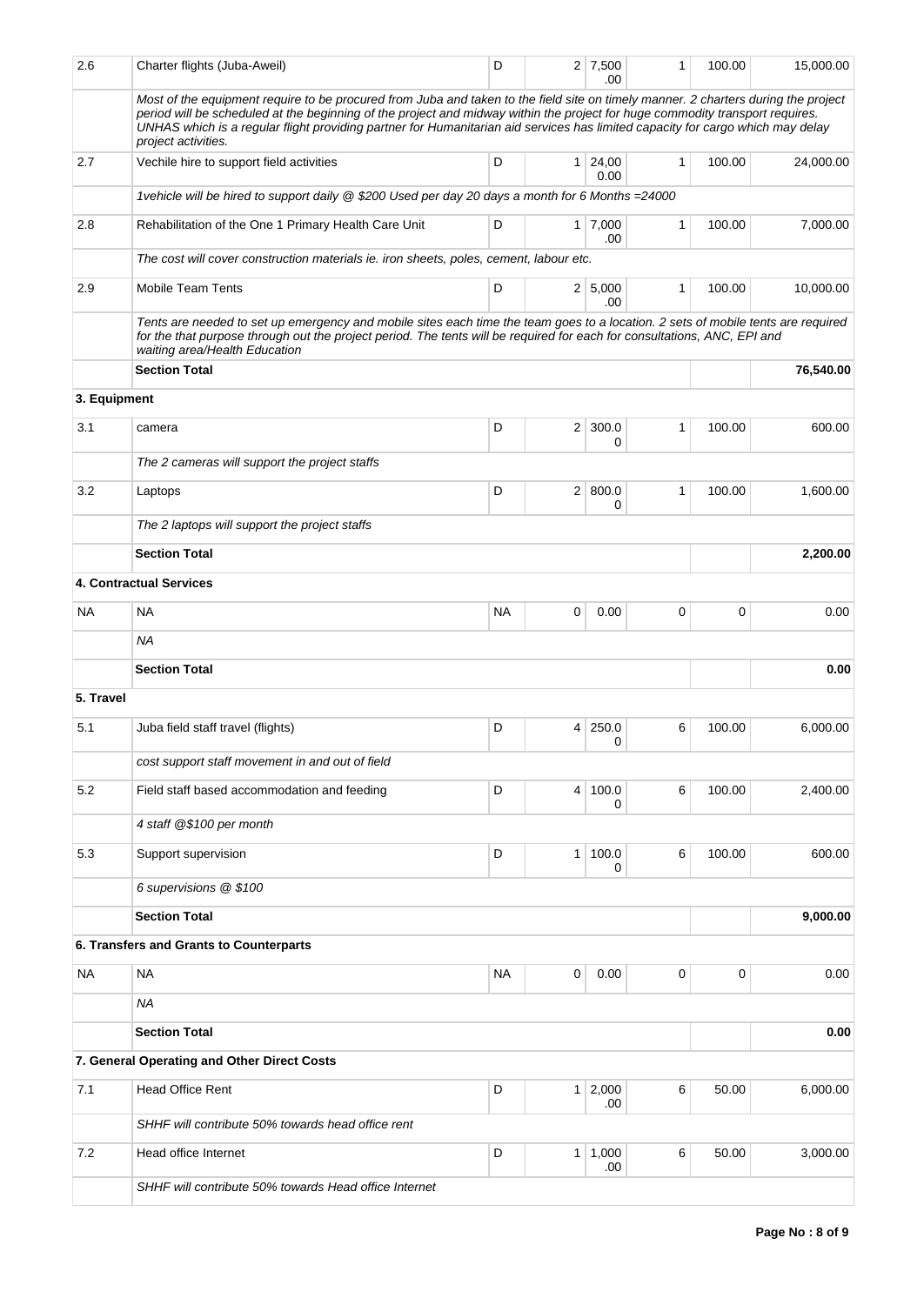| 2.6 | Charter flights (Juba-Aweil) | D | 2 | 7,500.00 | 1 | 100.00 | 15,000.00 |
|---|---|---|---|---|---|---|---|
| | *Most of the equipment require to be procured from Juba and taken to the field site on timely manner. 2 charters during the project period will be scheduled at the beginning of the project and midway within the project for huge commodity transport requires. UNHAS which is a regular flight providing partner for Humanitarian aid services has limited capacity for cargo which may delay project activities.* | | | | | | |
| 2.7 | Vechile hire to support field activities | D | 1 | 24,000.00 | 1 | 100.00 | 24,000.00 |
| | *1vehicle will be hired to support daily @ $200 Used per day 20 days a month for 6 Months =24000* | | | | | | |
| 2.8 | Rehabilitation of the One 1 Primary Health Care Unit | D | 1 | 7,000.00 | 1 | 100.00 | 7,000.00 |
| | *The cost will cover construction materials ie. iron sheets, poles, cement, labour etc.* | | | | | | |
| 2.9 | Mobile Team Tents | D | 2 | 5,000.00 | 1 | 100.00 | 10,000.00 |
| | *Tents are needed to set up emergency and mobile sites each time the team goes to a location. 2 sets of mobile tents are required for the that purpose through out the project period. The tents will be required for each for consultations, ANC, EPI and waiting area/Health Education* | | | | | | |
| | **Section Total** | | | | | | **76,540.00** |
| **3. Equipment** | | | | | | | |
| 3.1 | camera | D | 2 | 300.00 | 1 | 100.00 | 600.00 |
| | *The 2 cameras will support the project staffs* | | | | | | |
| 3.2 | Laptops | D | 2 | 800.00 | 1 | 100.00 | 1,600.00 |
| | *The 2 laptops will support the project staffs* | | | | | | |
| | **Section Total** | | | | | | **2,200.00** |
| **4. Contractual Services** | | | | | | | |
| NA | NA | NA | 0 | 0.00 | 0 | 0 | 0.00 |
| | *NA* | | | | | | |
| | **Section Total** | | | | | | **0.00** |
| **5. Travel** | | | | | | | |
| 5.1 | Juba field staff travel (flights) | D | 4 | 250.00 | 6 | 100.00 | 6,000.00 |
| | *cost support staff movement in and out of field* | | | | | | |
| 5.2 | Field staff based accommodation and feeding | D | 4 | 100.00 | 6 | 100.00 | 2,400.00 |
| | *4 staff @$100 per month* | | | | | | |
| 5.3 | Support supervision | D | 1 | 100.00 | 6 | 100.00 | 600.00 |
| | *6 supervisions @ $100* | | | | | | |
| | **Section Total** | | | | | | **9,000.00** |
| **6. Transfers and Grants to Counterparts** | | | | | | | |
| NA | NA | NA | 0 | 0.00 | 0 | 0 | 0.00 |
| | *NA* | | | | | | |
| | **Section Total** | | | | | | **0.00** |
| **7. General Operating and Other Direct Costs** | | | | | | | |
| 7.1 | Head Office Rent | D | 1 | 2,000.00 | 6 | 50.00 | 6,000.00 |
| | *SHHF will contribute 50% towards head office rent* | | | | | | |
| 7.2 | Head office Internet | D | 1 | 1,000.00 | 6 | 50.00 | 3,000.00 |
| | *SHHF will contribute 50% towards Head office Internet* | | | | | | |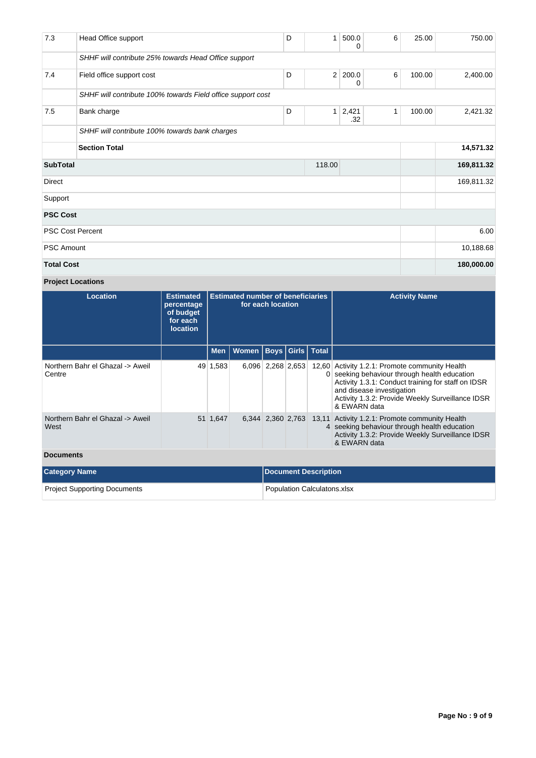| | | | | | | | |
|---|---|---|---|---|---|---|---|
| 7.3 | Head Office support | D | 1 | 500.00 | 6 | 25.00 | 750.00 |
| | *SHHF will contribute 25% towards Head Office support* | | | | | | |
| 7.4 | Field office support cost | D | 2 | 200.00 | 6 | 100.00 | 2,400.00 |
| | *SHHF will contribute 100% towards Field office support cost* | | | | | | |
| 7.5 | Bank charge | D | 1 | 2,421.32 | 1 | 100.00 | 2,421.32 |
| | *SHHF will contribute 100% towards bank charges* | | | | | | |
| | **Section Total** | | | | | | **14,571.32** |
| **SubTotal** | | | 118.00 | | | | **169,811.32** |
| Direct | | | | | | | 169,811.32 |
| Support | | | | | | | |
| **PSC Cost** | | | | | | | |
| PSC Cost Percent | | | | | | | 6.00 |
| PSC Amount | | | | | | | 10,188.68 |
| **Total Cost** | | | | | | | **180,000.00** |

**Project Locations**

| Location | Estimated percentage of budget for each location | Estimated number of beneficiaries for each location | | | | | Activity Name |
|---|---|---|---|---|---|---|---|
| | | Men | Women | Boys | Girls | Total | |
| Northern Bahr el Ghazal -> Aweil Centre | 49 | 1,583 | 6,096 | 2,268 | 2,653 | 12,600 | Activity 1.2.1: Promote community Health seeking behaviour through health education<br>Activity 1.3.1: Conduct training for staff on IDSR and disease investigation<br>Activity 1.3.2: Provide Weekly Surveillance IDSR & EWARN data |
| Northern Bahr el Ghazal -> Aweil West | 51 | 1,647 | 6,344 | 2,360 | 2,763 | 13,114 | Activity 1.2.1: Promote community Health seeking behaviour through health education<br>Activity 1.3.2: Provide Weekly Surveillance IDSR & EWARN data |

**Documents**

| Category Name | Document Description |
|---|---|
| Project Supporting Documents | Population Calculatons.xlsx |